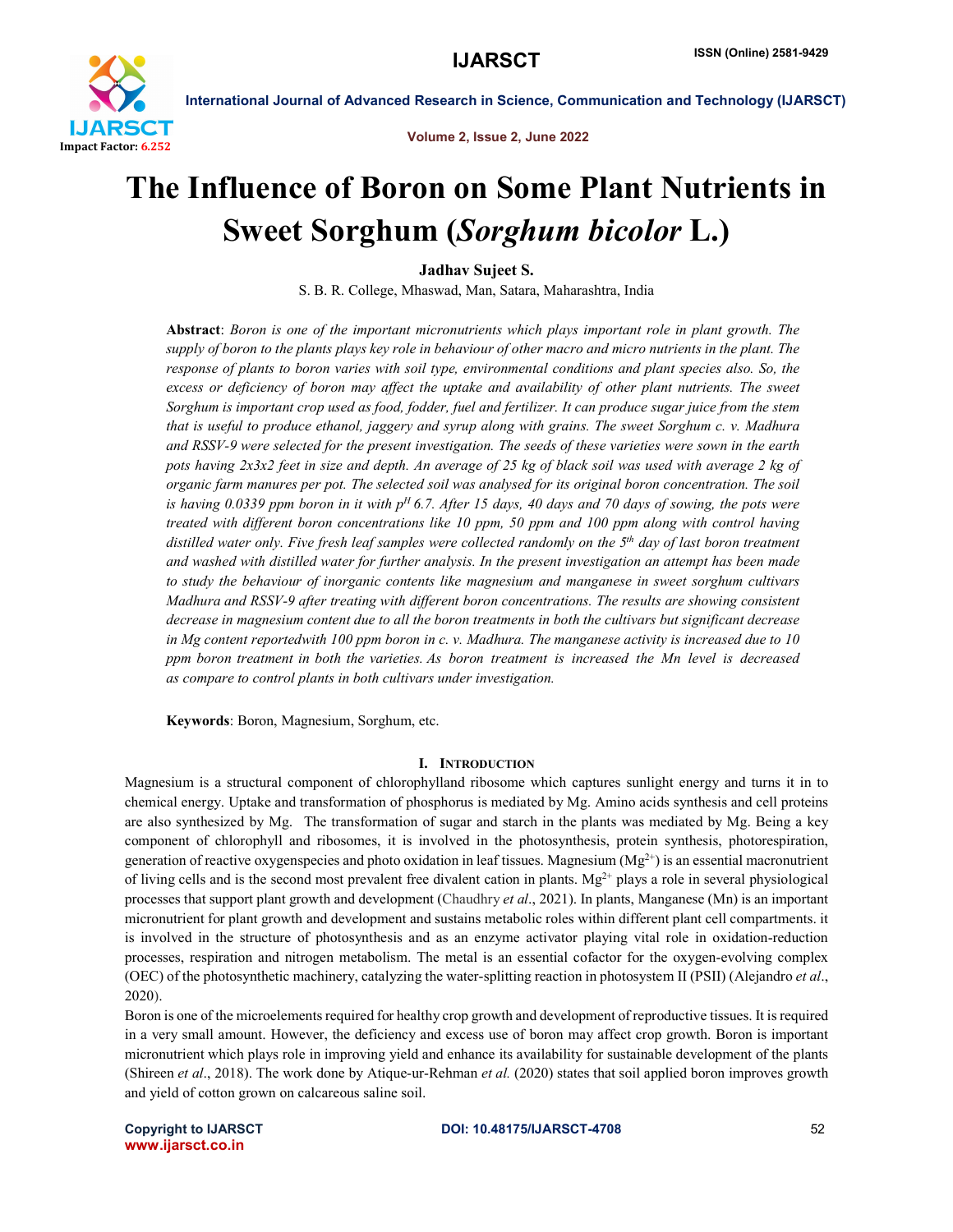# The Influence of Boron on Some Plant Nutrients in Sweet Sorghum (*Sorghum bicolor* L.)

**Jadhav Sujeet S.**

S. B. R. College, Mhaswad, Man, Satara, Maharashtra, India

**Abstract**: *Boron is one of the important micronutrients which plays important role in plant growth. The supply of boron to the plants plays key role in behaviour of other macro and micro nutrients in the plant. The response of plants to boron varies with soil type, environmental conditions and plant species also. So, the excess or deficiency of boron may affect the uptake and availability of other plant nutrients. The sweet Sorghum is important crop used as food, fodder, fuel and fertilizer. It can produce sugar juice from the stem that is useful to produce ethanol, jaggery and syrup along with grains. The sweet Sorghum c. v. Madhura and RSSV-9 were selected for the present investigation. The seeds of these varieties were sown in the earth pots having 2x3x2 feet in size and depth. An average of 25 kg of black soil was used with average 2 kg of organic farm manures per pot. The selected soil was analysed for its original boron concentration. The soil is having 0.0339 ppm boron in it with $p^H$ 6.7. After 15 days, 40 days and 70 days of sowing, the pots were treated with different boron concentrations like 10 ppm, 50 ppm and 100 ppm along with control having distilled water only. Five fresh leaf samples were collected randomly on the 5$^{th}$ day of last boron treatment and washed with distilled water for further analysis. In the present investigation an attempt has been made to study the behaviour of inorganic contents like magnesium and manganese in sweet sorghum cultivars Madhura and RSSV-9 after treating with different boron concentrations. The results are showing consistent decrease in magnesium content due to all the boron treatments in both the cultivars but significant decrease in Mg content reportedwith 100 ppm boron in c. v. Madhura. The manganese activity is increased due to 10 ppm boron treatment in both the varieties. As boron treatment is increased the Mn level is decreased as compare to control plants in both cultivars under investigation.*

**Keywords**: Boron, Magnesium, Sorghum, etc.

## I. Introduction

Magnesium is a structural component of chlorophylland ribosome which captures sunlight energy and turns it in to chemical energy. Uptake and transformation of phosphorus is mediated by Mg. Amino acids synthesis and cell proteins are also synthesized by Mg. The transformation of sugar and starch in the plants was mediated by Mg. Being a key component of chlorophyll and ribosomes, it is involved in the photosynthesis, protein synthesis, photorespiration, generation of reactive oxygenspecies and photo oxidation in leaf tissues. Magnesium ($Mg^{2+}$) is an essential macronutrient of living cells and is the second most prevalent free divalent cation in plants. $Mg^{2+}$ plays a role in several physiological processes that support plant growth and development (Chaudhry *et al*., 2021). In plants, Manganese (Mn) is an important micronutrient for plant growth and development and sustains metabolic roles within different plant cell compartments. it is involved in the structure of photosynthesis and as an enzyme activator playing vital role in oxidation-reduction processes, respiration and nitrogen metabolism. The metal is an essential cofactor for the oxygen-evolving complex (OEC) of the photosynthetic machinery, catalyzing the water-splitting reaction in photosystem II (PSII) (Alejandro *et al*., 2020).

Boron is one of the microelements required for healthy crop growth and development of reproductive tissues. It is required in a very small amount. However, the deficiency and excess use of boron may affect crop growth. Boron is important micronutrient which plays role in improving yield and enhance its availability for sustainable development of the plants (Shireen *et al*., 2018). The work done by Atique-ur-Rehman *et al.* (2020) states that soil applied boron improves growth and yield of cotton grown on calcareous saline soil.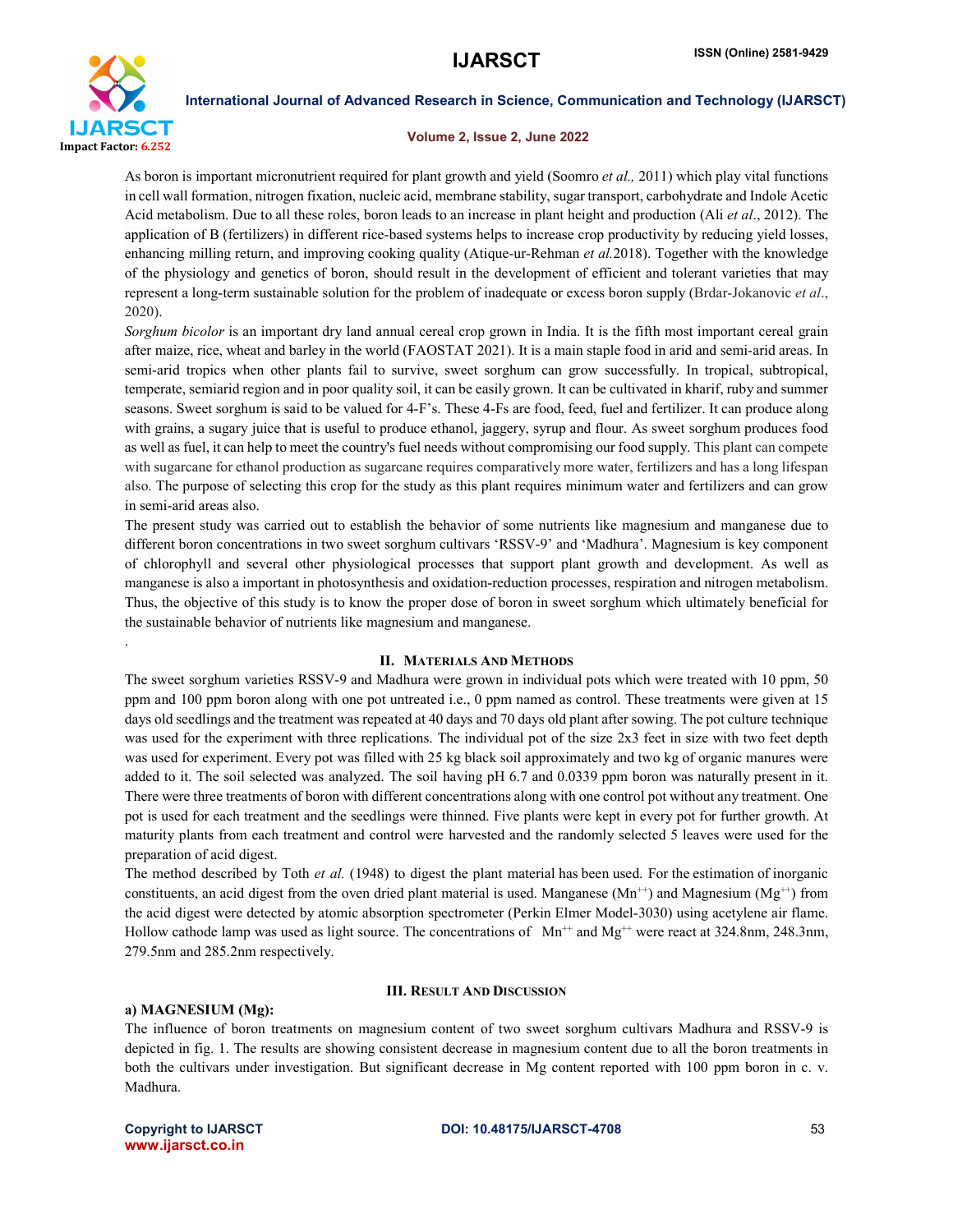As boron is important micronutrient required for plant growth and yield (Soomro *et al.,* 2011) which play vital functions in cell wall formation, nitrogen fixation, nucleic acid, membrane stability, sugar transport, carbohydrate and Indole Acetic Acid metabolism. Due to all these roles, boron leads to an increase in plant height and production (Ali *et al*., 2012). The application of B (fertilizers) in different rice-based systems helps to increase crop productivity by reducing yield losses, enhancing milling return, and improving cooking quality (Atique-ur-Rehman *et al.*2018). Together with the knowledge of the physiology and genetics of boron, should result in the development of efficient and tolerant varieties that may represent a long-term sustainable solution for the problem of inadequate or excess boron supply (Brdar-Jokanovic *et al*., 2020).

*Sorghum bicolor* is an important dry land annual cereal crop grown in India. It is the fifth most important cereal grain after maize, rice, wheat and barley in the world (FAOSTAT 2021). It is a main staple food in arid and semi-arid areas. In semi-arid tropics when other plants fail to survive, sweet sorghum can grow successfully. In tropical, subtropical, temperate, semiarid region and in poor quality soil, it can be easily grown. It can be cultivated in kharif, ruby and summer seasons. Sweet sorghum is said to be valued for 4-F's. These 4-Fs are food, feed, fuel and fertilizer. It can produce along with grains, a sugary juice that is useful to produce ethanol, jaggery, syrup and flour. As sweet sorghum produces food as well as fuel, it can help to meet the country's fuel needs without compromising our food supply. This plant can compete with sugarcane for ethanol production as sugarcane requires comparatively more water, fertilizers and has a long lifespan also. The purpose of selecting this crop for the study as this plant requires minimum water and fertilizers and can grow in semi-arid areas also.

The present study was carried out to establish the behavior of some nutrients like magnesium and manganese due to different boron concentrations in two sweet sorghum cultivars 'RSSV-9' and 'Madhura'. Magnesium is key component of chlorophyll and several other physiological processes that support plant growth and development. As well as manganese is also a important in photosynthesis and oxidation-reduction processes, respiration and nitrogen metabolism. Thus, the objective of this study is to know the proper dose of boron in sweet sorghum which ultimately beneficial for the sustainable behavior of nutrients like magnesium and manganese.

## II. Materials And Methods

The sweet sorghum varieties RSSV-9 and Madhura were grown in individual pots which were treated with 10 ppm, 50 ppm and 100 ppm boron along with one pot untreated i.e., 0 ppm named as control. These treatments were given at 15 days old seedlings and the treatment was repeated at 40 days and 70 days old plant after sowing. The pot culture technique was used for the experiment with three replications. The individual pot of the size 2x3 feet in size with two feet depth was used for experiment. Every pot was filled with 25 kg black soil approximately and two kg of organic manures were added to it. The soil selected was analyzed. The soil having pH 6.7 and 0.0339 ppm boron was naturally present in it. There were three treatments of boron with different concentrations along with one control pot without any treatment. One pot is used for each treatment and the seedlings were thinned. Five plants were kept in every pot for further growth. At maturity plants from each treatment and control were harvested and the randomly selected 5 leaves were used for the preparation of acid digest.

The method described by Toth *et al.* (1948) to digest the plant material has been used. For the estimation of inorganic constituents, an acid digest from the oven dried plant material is used. Manganese ($Mn^{++}$) and Magnesium ($Mg^{++}$) from the acid digest were detected by atomic absorption spectrometer (Perkin Elmer Model-3030) using acetylene air flame. Hollow cathode lamp was used as light source. The concentrations of $Mn^{++}$ and $Mg^{++}$ were react at 324.8nm, 248.3nm, 279.5nm and 285.2nm respectively.

## III. Result And Discussion

### a) MAGNESIUM (Mg):

The influence of boron treatments on magnesium content of two sweet sorghum cultivars Madhura and RSSV-9 is depicted in fig. 1. The results are showing consistent decrease in magnesium content due to all the boron treatments in both the cultivars under investigation. But significant decrease in Mg content reported with 100 ppm boron in c. v. Madhura.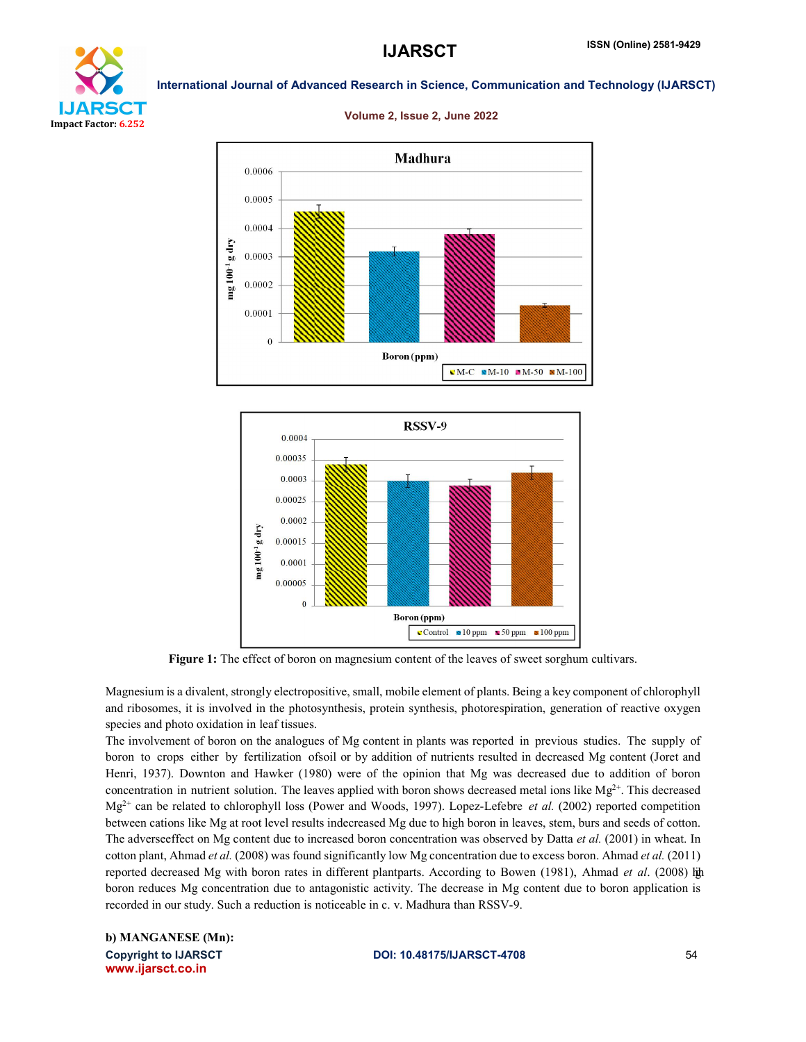**Figure 1:** The effect of boron on magnesium content of the leaves of sweet sorghum cultivars.

Magnesium is a divalent, strongly electropositive, small, mobile element of plants. Being a key component of chlorophyll and ribosomes, it is involved in the photosynthesis, protein synthesis, photorespiration, generation of reactive oxygen species and photo oxidation in leaf tissues.

The involvement of boron on the analogues of Mg content in plants was reported in previous studies. The supply of boron to crops either by fertilization ofsoil or by addition of nutrients resulted in decreased Mg content (Joret and Henri, 1937). Downton and Hawker (1980) were of the opinion that Mg was decreased due to addition of boron concentration in nutrient solution. The leaves applied with boron shows decreased metal ions like $Mg^{2+}$. This decreased $Mg^{2+}$ can be related to chlorophyll loss (Power and Woods, 1997). Lopez-Lefebre *et al.* (2002) reported competition between cations like Mg at root level results indecreased Mg due to high boron in leaves, stem, burs and seeds of cotton. The adverseeffect on Mg content due to increased boron concentration was observed by Datta *et al.* (2001) in wheat. In cotton plant, Ahmad *et al.* (2008) was found significantly low Mg concentration due to excess boron. Ahmad *et al.* (2011) reported decreased Mg with boron rates in different plantparts. According to Bowen (1981), Ahmad *et al*. (2008) high boron reduces Mg concentration due to antagonistic activity. The decrease in Mg content due to boron application is recorded in our study. Such a reduction is noticeable in c. v. Madhura than RSSV-9.

**b) MANGANESE (Mn):**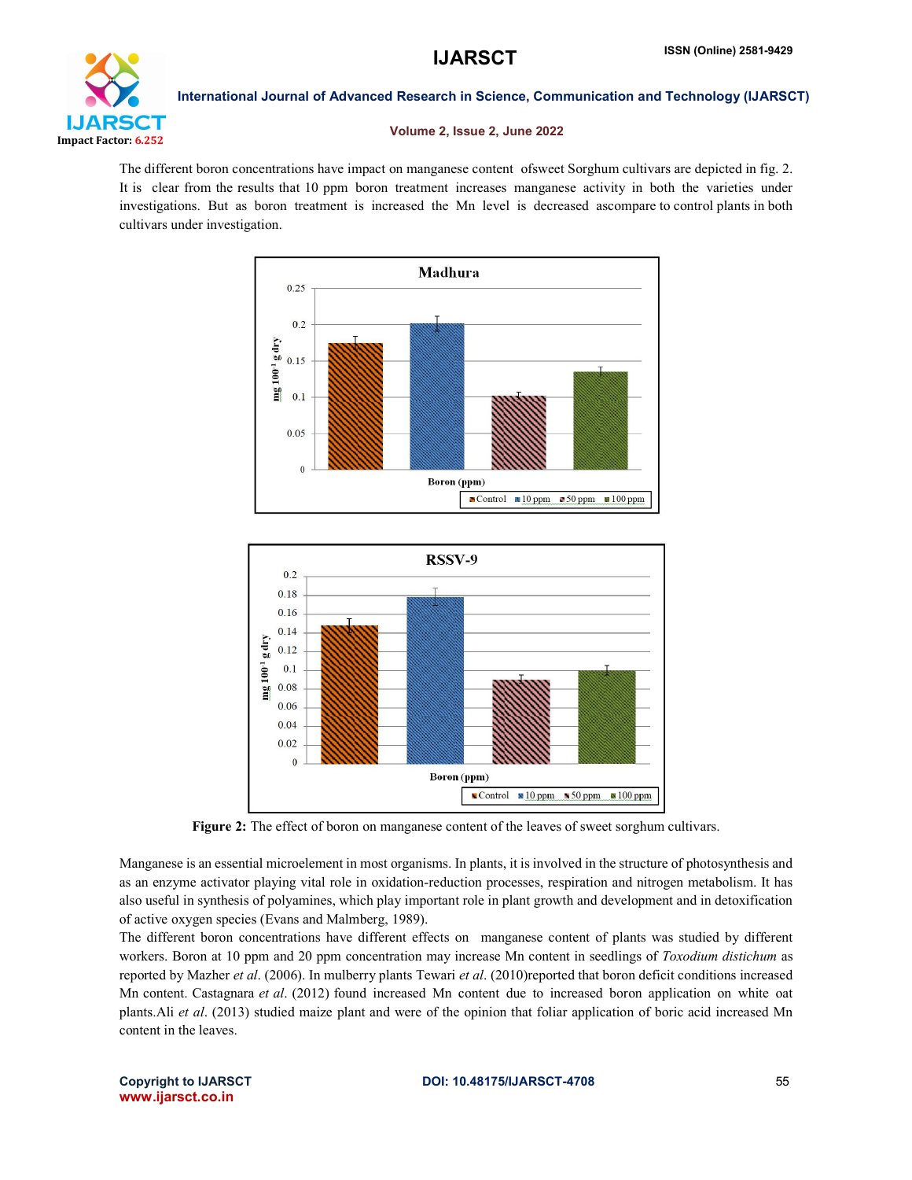The different boron concentrations have impact on manganese content ofsweet Sorghum cultivars are depicted in fig. 2. It is clear from the results that 10 ppm boron treatment increases manganese activity in both the varieties under investigations. But as boron treatment is increased the Mn level is decreased ascompare to control plants in both cultivars under investigation.

**Figure 2:** The effect of boron on manganese content of the leaves of sweet sorghum cultivars.

Manganese is an essential microelement in most organisms. In plants, it is involved in the structure of photosynthesis and as an enzyme activator playing vital role in oxidation-reduction processes, respiration and nitrogen metabolism. It has also useful in synthesis of polyamines, which play important role in plant growth and development and in detoxification of active oxygen species (Evans and Malmberg, 1989).

The different boron concentrations have different effects on manganese content of plants was studied by different workers. Boron at 10 ppm and 20 ppm concentration may increase Mn content in seedlings of *Toxodium distichum* as reported by Mazher *et al*. (2006). In mulberry plants Tewari *et al*. (2010)reported that boron deficit conditions increased Mn content. Castagnara *et al*. (2012) found increased Mn content due to increased boron application on white oat plants.Ali *et al*. (2013) studied maize plant and were of the opinion that foliar application of boric acid increased Mn content in the leaves.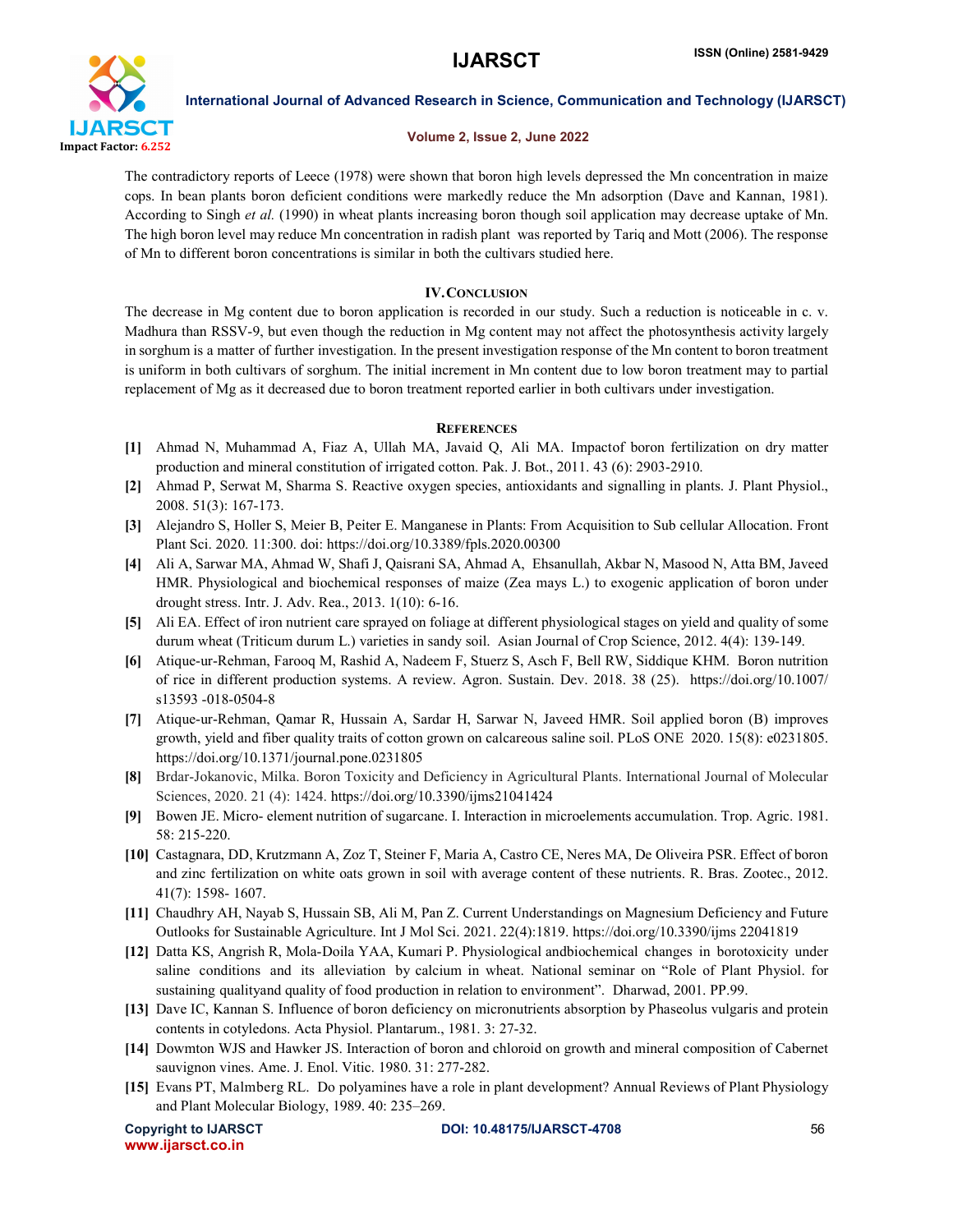The contradictory reports of Leece (1978) were shown that boron high levels depressed the Mn concentration in maize cops. In bean plants boron deficient conditions were markedly reduce the Mn adsorption (Dave and Kannan, 1981). According to Singh *et al.* (1990) in wheat plants increasing boron though soil application may decrease uptake of Mn. The high boron level may reduce Mn concentration in radish plant was reported by Tariq and Mott (2006). The response of Mn to different boron concentrations is similar in both the cultivars studied here.

## IV. Conclusion

The decrease in Mg content due to boron application is recorded in our study. Such a reduction is noticeable in c. v. Madhura than RSSV-9, but even though the reduction in Mg content may not affect the photosynthesis activity largely in sorghum is a matter of further investigation. In the present investigation response of the Mn content to boron treatment is uniform in both cultivars of sorghum. The initial increment in Mn content due to low boron treatment may to partial replacement of Mg as it decreased due to boron treatment reported earlier in both cultivars under investigation.

## References

[1] Ahmad N, Muhammad A, Fiaz A, Ullah MA, Javaid Q, Ali MA. Impactof boron fertilization on dry matter production and mineral constitution of irrigated cotton. Pak. J. Bot., 2011. 43 (6): 2903-2910.

[2] Ahmad P, Serwat M, Sharma S. Reactive oxygen species, antioxidants and signalling in plants. J. Plant Physiol., 2008. 51(3): 167-173.

[3] Alejandro S, Holler S, Meier B, Peiter E. Manganese in Plants: From Acquisition to Sub cellular Allocation. Front Plant Sci. 2020. 11:300. doi: https://doi.org/10.3389/fpls.2020.00300

[4] Ali A, Sarwar MA, Ahmad W, Shafi J, Qaisrani SA, Ahmad A, Ehsanullah, Akbar N, Masood N, Atta BM, Javeed HMR. Physiological and biochemical responses of maize (Zea mays L.) to exogenic application of boron under drought stress. Intr. J. Adv. Rea., 2013. 1(10): 6-16.

[5] Ali EA. Effect of iron nutrient care sprayed on foliage at different physiological stages on yield and quality of some durum wheat (Triticum durum L.) varieties in sandy soil. Asian Journal of Crop Science, 2012. 4(4): 139-149.

[6] Atique-ur-Rehman, Farooq M, Rashid A, Nadeem F, Stuerz S, Asch F, Bell RW, Siddique KHM. Boron nutrition of rice in different production systems. A review. Agron. Sustain. Dev. 2018. 38 (25). https://doi.org/10.1007/s13593 -018-0504-8

[7] Atique-ur-Rehman, Qamar R, Hussain A, Sardar H, Sarwar N, Javeed HMR. Soil applied boron (B) improves growth, yield and fiber quality traits of cotton grown on calcareous saline soil. PLoS ONE 2020. 15(8): e0231805. https://doi.org/10.1371/journal.pone.0231805

[8] Brdar-Jokanovic, Milka. Boron Toxicity and Deficiency in Agricultural Plants. International Journal of Molecular Sciences, 2020. 21 (4): 1424. https://doi.org/10.3390/ijms21041424

[9] Bowen JE. Micro- element nutrition of sugarcane. I. Interaction in microelements accumulation. Trop. Agric. 1981. 58: 215-220.

[10] Castagnara, DD, Krutzmann A, Zoz T, Steiner F, Maria A, Castro CE, Neres MA, De Oliveira PSR. Effect of boron and zinc fertilization on white oats grown in soil with average content of these nutrients. R. Bras. Zootec., 2012. 41(7): 1598- 1607.

[11] Chaudhry AH, Nayab S, Hussain SB, Ali M, Pan Z. Current Understandings on Magnesium Deficiency and Future Outlooks for Sustainable Agriculture. Int J Mol Sci. 2021. 22(4):1819. https://doi.org/10.3390/ijms 22041819

[12] Datta KS, Angrish R, Mola-Doila YAA, Kumari P. Physiological andbiochemical changes in borotoxicity under saline conditions and its alleviation by calcium in wheat. National seminar on "Role of Plant Physiol. for sustaining qualityand quality of food production in relation to environment". Dharwad, 2001. PP.99.

[13] Dave IC, Kannan S. Influence of boron deficiency on micronutrients absorption by Phaseolus vulgaris and protein contents in cotyledons. Acta Physiol. Plantarum., 1981. 3: 27-32.

[14] Dowmton WJS and Hawker JS. Interaction of boron and chloroid on growth and mineral composition of Cabernet sauvignon vines. Ame. J. Enol. Vitic. 1980. 31: 277-282.

[15] Evans PT, Malmberg RL. Do polyamines have a role in plant development? Annual Reviews of Plant Physiology and Plant Molecular Biology, 1989. 40: 235–269.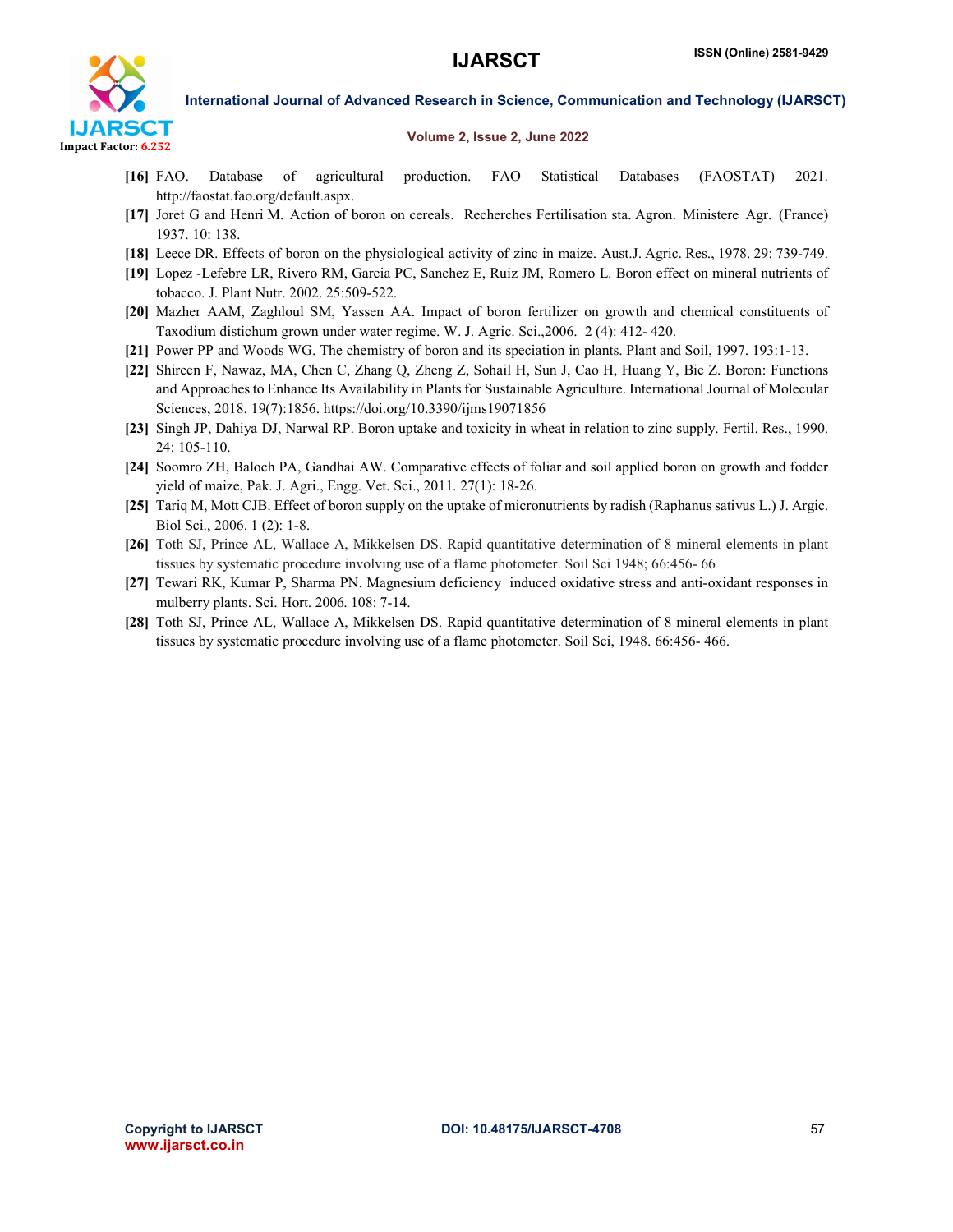**[16]** FAO. Database of agricultural production. FAO Statistical Databases (FAOSTAT) 2021. http://faostat.fao.org/default.aspx.

**[17]** Joret G and Henri M. Action of boron on cereals. Recherches Fertilisation sta. Agron. Ministere Agr. (France) 1937. 10: 138.

**[18]** Leece DR. Effects of boron on the physiological activity of zinc in maize. Aust.J. Agric. Res., 1978. 29: 739-749.

**[19]** Lopez -Lefebre LR, Rivero RM, Garcia PC, Sanchez E, Ruiz JM, Romero L. Boron effect on mineral nutrients of tobacco. J. Plant Nutr. 2002. 25:509-522.

**[20]** Mazher AAM, Zaghloul SM, Yassen AA. Impact of boron fertilizer on growth and chemical constituents of Taxodium distichum grown under water regime. W. J. Agric. Sci.,2006. 2 (4): 412- 420.

**[21]** Power PP and Woods WG. The chemistry of boron and its speciation in plants. Plant and Soil, 1997. 193:1-13.

**[22]** Shireen F, Nawaz, MA, Chen C, Zhang Q, Zheng Z, Sohail H, Sun J, Cao H, Huang Y, Bie Z. Boron: Functions and Approaches to Enhance Its Availability in Plants for Sustainable Agriculture. International Journal of Molecular Sciences, 2018. 19(7):1856. https://doi.org/10.3390/ijms19071856

**[23]** Singh JP, Dahiya DJ, Narwal RP. Boron uptake and toxicity in wheat in relation to zinc supply. Fertil. Res., 1990. 24: 105-110.

**[24]** Soomro ZH, Baloch PA, Gandhai AW. Comparative effects of foliar and soil applied boron on growth and fodder yield of maize, Pak. J. Agri., Engg. Vet. Sci., 2011. 27(1): 18-26.

**[25]** Tariq M, Mott CJB. Effect of boron supply on the uptake of micronutrients by radish (Raphanus sativus L.) J. Argic. Biol Sci., 2006. 1 (2): 1-8.

**[26]** Toth SJ, Prince AL, Wallace A, Mikkelsen DS. Rapid quantitative determination of 8 mineral elements in plant tissues by systematic procedure involving use of a flame photometer. Soil Sci 1948; 66:456- 66

**[27]** Tewari RK, Kumar P, Sharma PN. Magnesium deficiency induced oxidative stress and anti-oxidant responses in mulberry plants. Sci. Hort. 2006. 108: 7-14.

**[28]** Toth SJ, Prince AL, Wallace A, Mikkelsen DS. Rapid quantitative determination of 8 mineral elements in plant tissues by systematic procedure involving use of a flame photometer. Soil Sci, 1948. 66:456- 466.